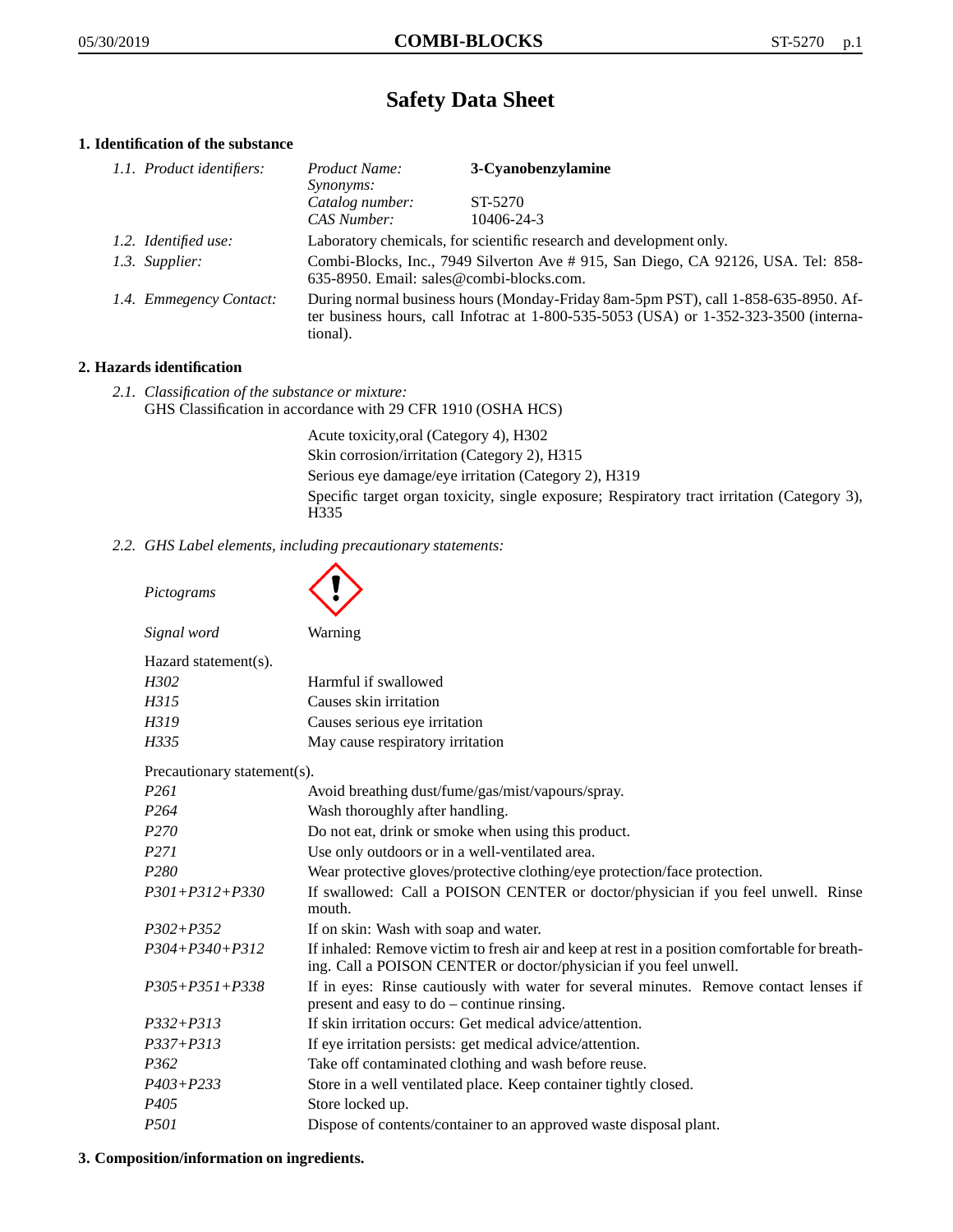# Safety Data Sheet

## 1. Identification of the substance

| | | |
|---|---|---|
| *1.1. Product identifiers:* | *Product Name:* | **3-Cyanobenzylamine** |
| | *Synonyms:* | |
| | *Catalog number:* | ST-5270 |
| | *CAS Number:* | 10406-24-3 |
| *1.2. Identified use:* | Laboratory chemicals, for scientific research and development only. | |
| *1.3. Supplier:* | Combi-Blocks, Inc., 7949 Silverton Ave # 915, San Diego, CA 92126, USA. Tel: 858-635-8950. Email: sales@combi-blocks.com. | |
| *1.4. Emmegency Contact:* | During normal business hours (Monday-Friday 8am-5pm PST), call 1-858-635-8950. After business hours, call Infotrac at 1-800-535-5053 (USA) or 1-352-323-3500 (international). | |

## 2. Hazards identification

*2.1. Classification of the substance or mixture:*
GHS Classification in accordance with 29 CFR 1910 (OSHA HCS)

Acute toxicity,oral (Category 4), H302
Skin corrosion/irritation (Category 2), H315
Serious eye damage/eye irritation (Category 2), H319
Specific target organ toxicity, single exposure; Respiratory tract irritation (Category 3), H335

*2.2. GHS Label elements, including precautionary statements:*

*Pictograms*

*Signal word* Warning

Hazard statement(s).

| | |
|---|---|
| *H302* | Harmful if swallowed |
| *H315* | Causes skin irritation |
| *H319* | Causes serious eye irritation |
| *H335* | May cause respiratory irritation |

Precautionary statement(s).

| | |
|---|---|
| *P261* | Avoid breathing dust/fume/gas/mist/vapours/spray. |
| *P264* | Wash thoroughly after handling. |
| *P270* | Do not eat, drink or smoke when using this product. |
| *P271* | Use only outdoors or in a well-ventilated area. |
| *P280* | Wear protective gloves/protective clothing/eye protection/face protection. |
| *P301+P312+P330* | If swallowed: Call a POISON CENTER or doctor/physician if you feel unwell. Rinse mouth. |
| *P302+P352* | If on skin: Wash with soap and water. |
| *P304+P340+P312* | If inhaled: Remove victim to fresh air and keep at rest in a position comfortable for breathing. Call a POISON CENTER or doctor/physician if you feel unwell. |
| *P305+P351+P338* | If in eyes: Rinse cautiously with water for several minutes. Remove contact lenses if present and easy to do – continue rinsing. |
| *P332+P313* | If skin irritation occurs: Get medical advice/attention. |
| *P337+P313* | If eye irritation persists: get medical advice/attention. |
| *P362* | Take off contaminated clothing and wash before reuse. |
| *P403+P233* | Store in a well ventilated place. Keep container tightly closed. |
| *P405* | Store locked up. |
| *P501* | Dispose of contents/container to an approved waste disposal plant. |

## 3. Composition/information on ingredients.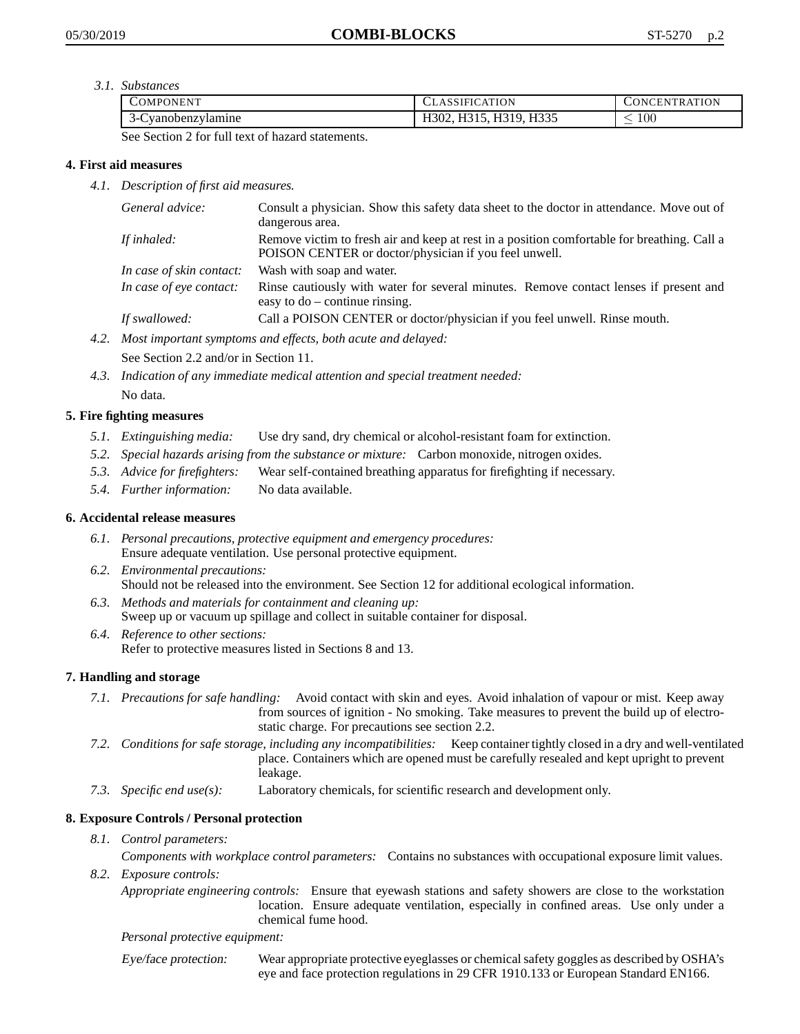*3.1. Substances*

| COMPONENT | CLASSIFICATION | CONCENTRATION |
|---|---|---|
| 3-Cyanobenzylamine | H302, H315, H319, H335 | $\leq$ 100 |

See Section 2 for full text of hazard statements.

## 4. First aid measures

*4.1. Description of first aid measures.*

*General advice:* Consult a physician. Show this safety data sheet to the doctor in attendance. Move out of dangerous area.

*If inhaled:* Remove victim to fresh air and keep at rest in a position comfortable for breathing. Call a POISON CENTER or doctor/physician if you feel unwell.

*In case of skin contact:* Wash with soap and water.

*In case of eye contact:* Rinse cautiously with water for several minutes. Remove contact lenses if present and easy to do – continue rinsing.

*If swallowed:* Call a POISON CENTER or doctor/physician if you feel unwell. Rinse mouth.

*4.2. Most important symptoms and effects, both acute and delayed:*

See Section 2.2 and/or in Section 11.

*4.3. Indication of any immediate medical attention and special treatment needed:*

No data.

## 5. Fire fighting measures

*5.1. Extinguishing media:* Use dry sand, dry chemical or alcohol-resistant foam for extinction.

*5.2. Special hazards arising from the substance or mixture:* Carbon monoxide, nitrogen oxides.

*5.3. Advice for firefighters:* Wear self-contained breathing apparatus for firefighting if necessary.

*5.4. Further information:* No data available.

## 6. Accidental release measures

*6.1. Personal precautions, protective equipment and emergency procedures:*
Ensure adequate ventilation. Use personal protective equipment.

*6.2. Environmental precautions:*
Should not be released into the environment. See Section 12 for additional ecological information.

*6.3. Methods and materials for containment and cleaning up:*
Sweep up or vacuum up spillage and collect in suitable container for disposal.

*6.4. Reference to other sections:*
Refer to protective measures listed in Sections 8 and 13.

## 7. Handling and storage

*7.1. Precautions for safe handling:* Avoid contact with skin and eyes. Avoid inhalation of vapour or mist. Keep away from sources of ignition - No smoking. Take measures to prevent the build up of electrostatic charge. For precautions see section 2.2.

*7.2. Conditions for safe storage, including any incompatibilities:* Keep container tightly closed in a dry and well-ventilated place. Containers which are opened must be carefully resealed and kept upright to prevent leakage.

*7.3. Specific end use(s):* Laboratory chemicals, for scientific research and development only.

## 8. Exposure Controls / Personal protection

*8.1. Control parameters:*

*Components with workplace control parameters:* Contains no substances with occupational exposure limit values.

*8.2. Exposure controls:*

*Appropriate engineering controls:* Ensure that eyewash stations and safety showers are close to the workstation location. Ensure adequate ventilation, especially in confined areas. Use only under a chemical fume hood.

*Personal protective equipment:*

*Eye/face protection:* Wear appropriate protective eyeglasses or chemical safety goggles as described by OSHA's eye and face protection regulations in 29 CFR 1910.133 or European Standard EN166.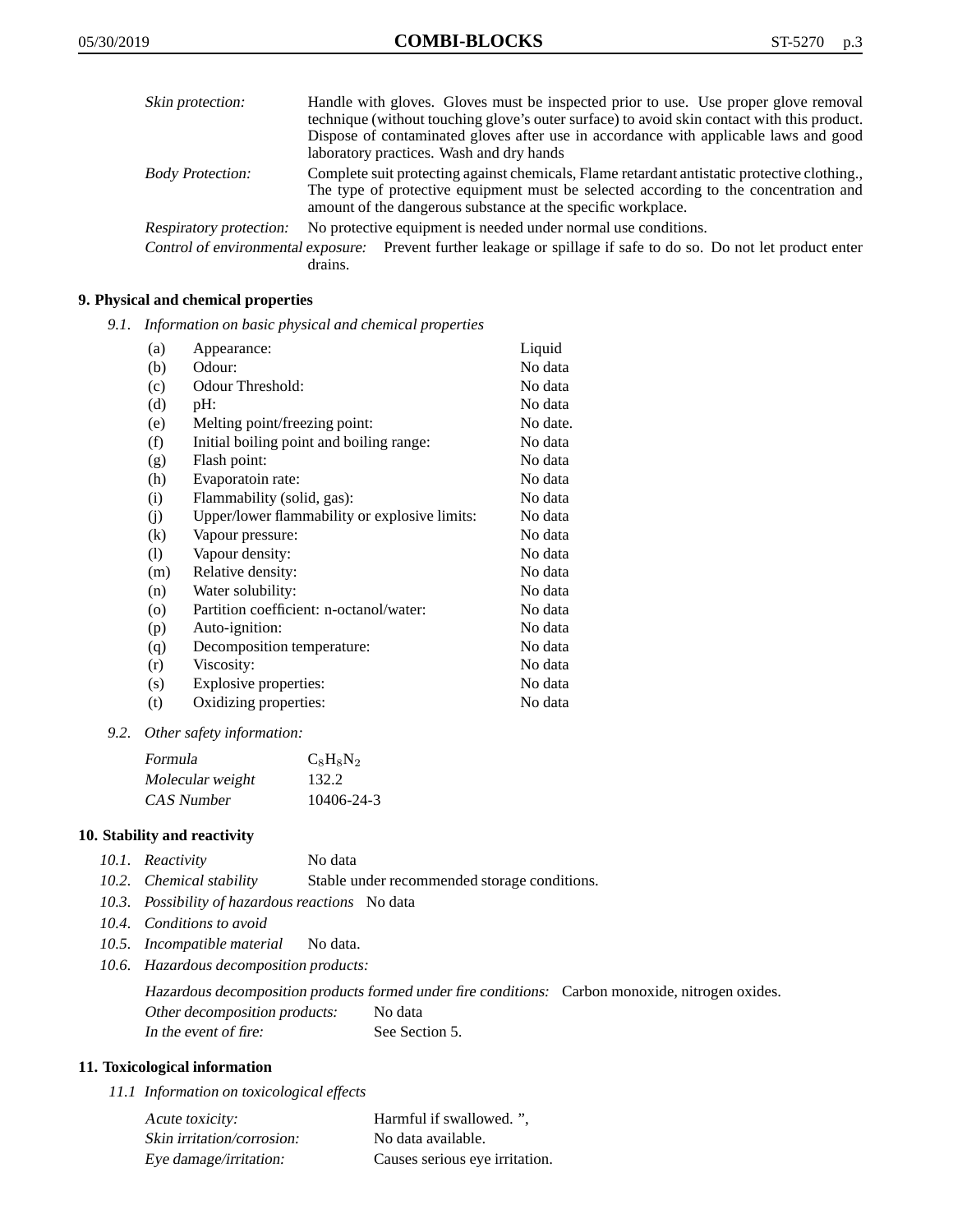*Skin protection:* Handle with gloves. Gloves must be inspected prior to use. Use proper glove removal technique (without touching glove's outer surface) to avoid skin contact with this product. Dispose of contaminated gloves after use in accordance with applicable laws and good laboratory practices. Wash and dry hands

*Body Protection:* Complete suit protecting against chemicals, Flame retardant antistatic protective clothing., The type of protective equipment must be selected according to the concentration and amount of the dangerous substance at the specific workplace.

*Respiratory protection:* No protective equipment is needed under normal use conditions.

*Control of environmental exposure:* Prevent further leakage or spillage if safe to do so. Do not let product enter drains.

## 9. Physical and chemical properties

*9.1. Information on basic physical and chemical properties*

| | | |
|---|---|---|
| (a) | Appearance: | Liquid |
| (b) | Odour: | No data |
| (c) | Odour Threshold: | No data |
| (d) | pH: | No data |
| (e) | Melting point/freezing point: | No date. |
| (f) | Initial boiling point and boiling range: | No data |
| (g) | Flash point: | No data |
| (h) | Evaporatoin rate: | No data |
| (i) | Flammability (solid, gas): | No data |
| (j) | Upper/lower flammability or explosive limits: | No data |
| (k) | Vapour pressure: | No data |
| (l) | Vapour density: | No data |
| (m) | Relative density: | No data |
| (n) | Water solubility: | No data |
| (o) | Partition coefficient: n-octanol/water: | No data |
| (p) | Auto-ignition: | No data |
| (q) | Decomposition temperature: | No data |
| (r) | Viscosity: | No data |
| (s) | Explosive properties: | No data |
| (t) | Oxidizing properties: | No data |

*9.2. Other safety information:*

| | |
|---|---|
| *Formula* | $C_8H_8N_2$ |
| *Molecular weight* | 132.2 |
| *CAS Number* | 10406-24-3 |

## 10. Stability and reactivity

*10.1. Reactivity* No data

*10.2. Chemical stability* Stable under recommended storage conditions.

*10.3. Possibility of hazardous reactions* No data

*10.4. Conditions to avoid*

*10.5. Incompatible material* No data.

*10.6. Hazardous decomposition products:*

*Hazardous decomposition products formed under fire conditions:* Carbon monoxide, nitrogen oxides.

*Other decomposition products:* No data

*In the event of fire:* See Section 5.

## 11. Toxicological information

*11.1 Information on toxicological effects*

| | |
|---|---|
| *Acute toxicity:* | Harmful if swallowed. ", |
| *Skin irritation/corrosion:* | No data available. |
| *Eye damage/irritation:* | Causes serious eye irritation. |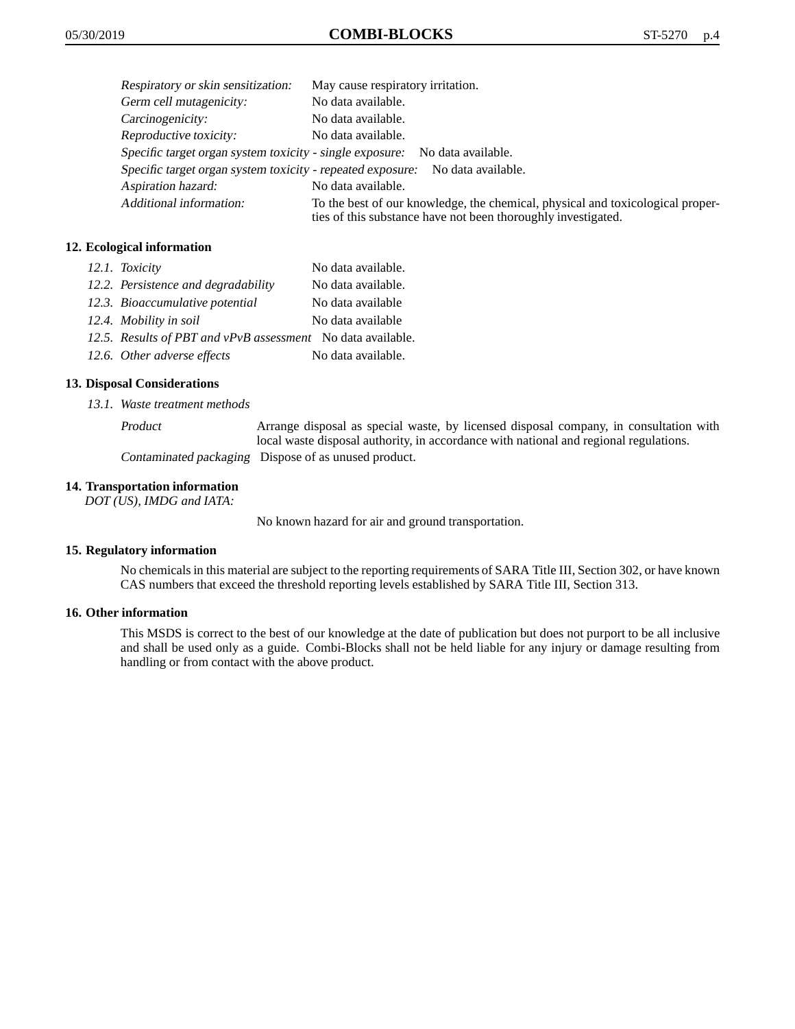| | |
|---|---|
| *Respiratory or skin sensitization:* | May cause respiratory irritation. |
| *Germ cell mutagenicity:* | No data available. |
| *Carcinogenicity:* | No data available. |
| *Reproductive toxicity:* | No data available. |
| *Specific target organ system toxicity - single exposure:* | No data available. |
| *Specific target organ system toxicity - repeated exposure:* | No data available. |
| *Aspiration hazard:* | No data available. |
| *Additional information:* | To the best of our knowledge, the chemical, physical and toxicological properties of this substance have not been thoroughly investigated. |

## 12. Ecological information

| | |
|---|---|
| *12.1. Toxicity* | No data available. |
| *12.2. Persistence and degradability* | No data available. |
| *12.3. Bioaccumulative potential* | No data available |
| *12.4. Mobility in soil* | No data available |
| *12.5. Results of PBT and vPvB assessment* | No data available. |
| *12.6. Other adverse effects* | No data available. |

## 13. Disposal Considerations

*13.1. Waste treatment methods*

| | |
|---|---|
| *Product* | Arrange disposal as special waste, by licensed disposal company, in consultation with local waste disposal authority, in accordance with national and regional regulations. |
| *Contaminated packaging* | Dispose of as unused product. |

## 14. Transportation information

*DOT (US), IMDG and IATA:*

No known hazard for air and ground transportation.

## 15. Regulatory information

No chemicals in this material are subject to the reporting requirements of SARA Title III, Section 302, or have known CAS numbers that exceed the threshold reporting levels established by SARA Title III, Section 313.

## 16. Other information

This MSDS is correct to the best of our knowledge at the date of publication but does not purport to be all inclusive and shall be used only as a guide. Combi-Blocks shall not be held liable for any injury or damage resulting from handling or from contact with the above product.